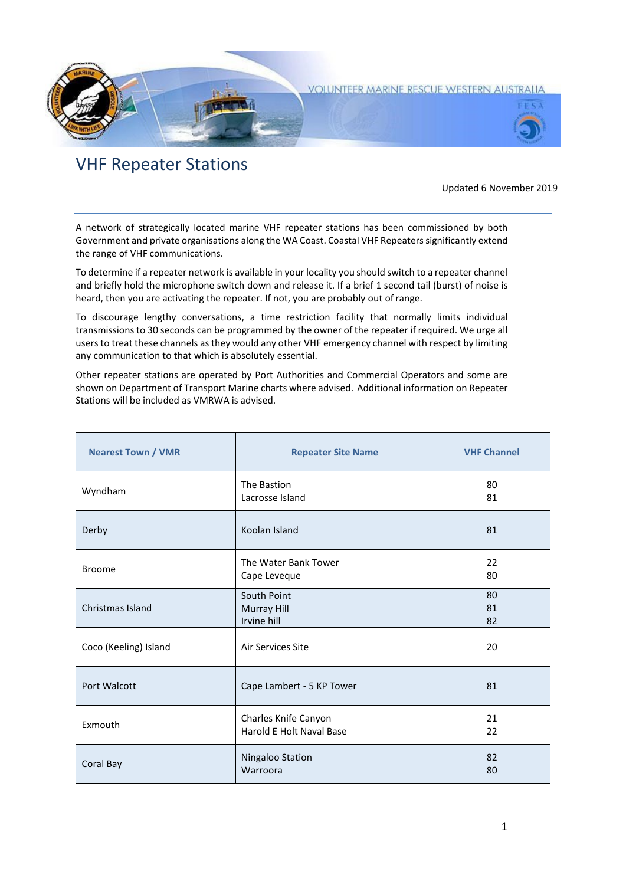# VHF Repeater Stations

Updated 6 November 2019

A network of strategically located marine VHF repeater stations has been commissioned by both Government and private organisations along the WA Coast. Coastal VHF Repeaters significantly extend the range of VHF communications.

To determine if a repeater network is available in your locality you should switch to a repeater channel and briefly hold the microphone switch down and release it. If a brief 1 second tail (burst) of noise is heard, then you are activating the repeater. If not, you are probably out of range.

To discourage lengthy conversations, a time restriction facility that normally limits individual transmissions to 30 seconds can be programmed by the owner of the repeater if required. We urge all users to treat these channels as they would any other VHF emergency channel with respect by limiting any communication to that which is absolutely essential.

Other repeater stations are operated by Port Authorities and Commercial Operators and some are shown on Department of Transport Marine charts where advised. Additional information on Repeater Stations will be included as VMRWA is advised.

| Nearest Town / VMR | Repeater Site Name | VHF Channel |
|---|---|---|
| Wyndham | The Bastion<br>Lacrosse Island | 80<br>81 |
| Derby | Koolan Island | 81 |
| Broome | The Water Bank Tower<br>Cape Leveque | 22<br>80 |
| Christmas Island | South Point<br>Murray Hill<br>Irvine hill | 80<br>81<br>82 |
| Coco (Keeling) Island | Air Services Site | 20 |
| Port Walcott | Cape Lambert - 5 KP Tower | 81 |
| Exmouth | Charles Knife Canyon<br>Harold E Holt Naval Base | 21<br>22 |
| Coral Bay | Ningaloo Station<br>Warroora | 82<br>80 |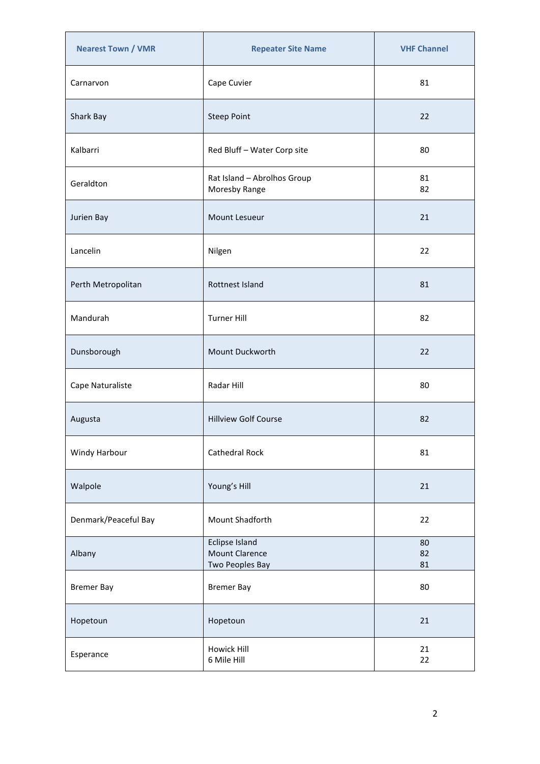| Nearest Town / VMR | Repeater Site Name | VHF Channel |
|---|---|---|
| Carnarvon | Cape Cuvier | 81 |
| Shark Bay | Steep Point | 22 |
| Kalbarri | Red Bluff – Water Corp site | 80 |
| Geraldton | Rat Island – Abrolhos Group<br>Moresby Range | 81<br>82 |
| Jurien Bay | Mount Lesueur | 21 |
| Lancelin | Nilgen | 22 |
| Perth Metropolitan | Rottnest Island | 81 |
| Mandurah | Turner Hill | 82 |
| Dunsborough | Mount Duckworth | 22 |
| Cape Naturaliste | Radar Hill | 80 |
| Augusta | Hillview Golf Course | 82 |
| Windy Harbour | Cathedral Rock | 81 |
| Walpole | Young's Hill | 21 |
| Denmark/Peaceful Bay | Mount Shadforth | 22 |
| Albany | Eclipse Island<br>Mount Clarence<br>Two Peoples Bay | 80<br>82<br>81 |
| Bremer Bay | Bremer Bay | 80 |
| Hopetoun | Hopetoun | 21 |
| Esperance | Howick Hill<br>6 Mile Hill | 21<br>22 |